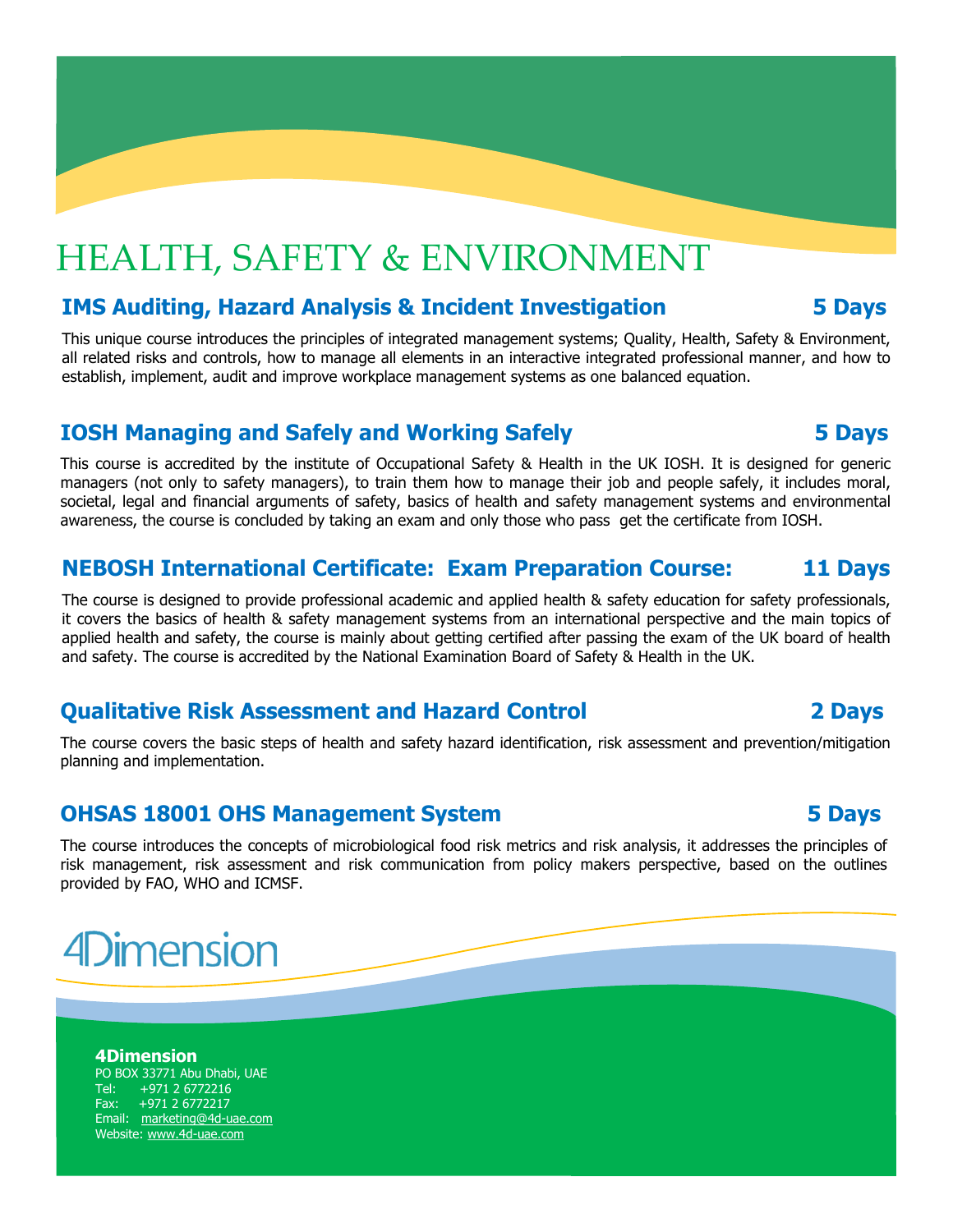# HEALTH, SAFETY & ENVIRONMENT

## IMS Auditing, Hazard Analysis & Incident Investigation — 5 Days

This unique course introduces the principles of integrated management systems; Quality, Health, Safety & Environment, all related risks and controls, how to manage all elements in an interactive integrated professional manner, and how to establish, implement, audit and improve workplace management systems as one balanced equation.

## IOSH Managing and Safely and Working Safely — 5 Days

This course is accredited by the institute of Occupational Safety & Health in the UK IOSH. It is designed for generic managers (not only to safety managers), to train them how to manage their job and people safely, it includes moral, societal, legal and financial arguments of safety, basics of health and safety management systems and environmental awareness, the course is concluded by taking an exam and only those who pass get the certificate from IOSH.

## NEBOSH International Certificate: Exam Preparation Course: — 11 Days

The course is designed to provide professional academic and applied health & safety education for safety professionals, it covers the basics of health & safety management systems from an international perspective and the main topics of applied health and safety, the course is mainly about getting certified after passing the exam of the UK board of health and safety. The course is accredited by the National Examination Board of Safety & Health in the UK.

## Qualitative Risk Assessment and Hazard Control — 2 Days

The course covers the basic steps of health and safety hazard identification, risk assessment and prevention/mitigation planning and implementation.

## OHSAS 18001 OHS Management System — 5 Days

The course introduces the concepts of microbiological food risk metrics and risk analysis, it addresses the principles of risk management, risk assessment and risk communication from policy makers perspective, based on the outlines provided by FAO, WHO and ICMSF.

4Dimension

**4Dimension**
PO BOX 33771 Abu Dhabi, UAE
Tel: +971 2 6772216
Fax: +971 2 6772217
Email: marketing@4d-uae.com
Website: www.4d-uae.com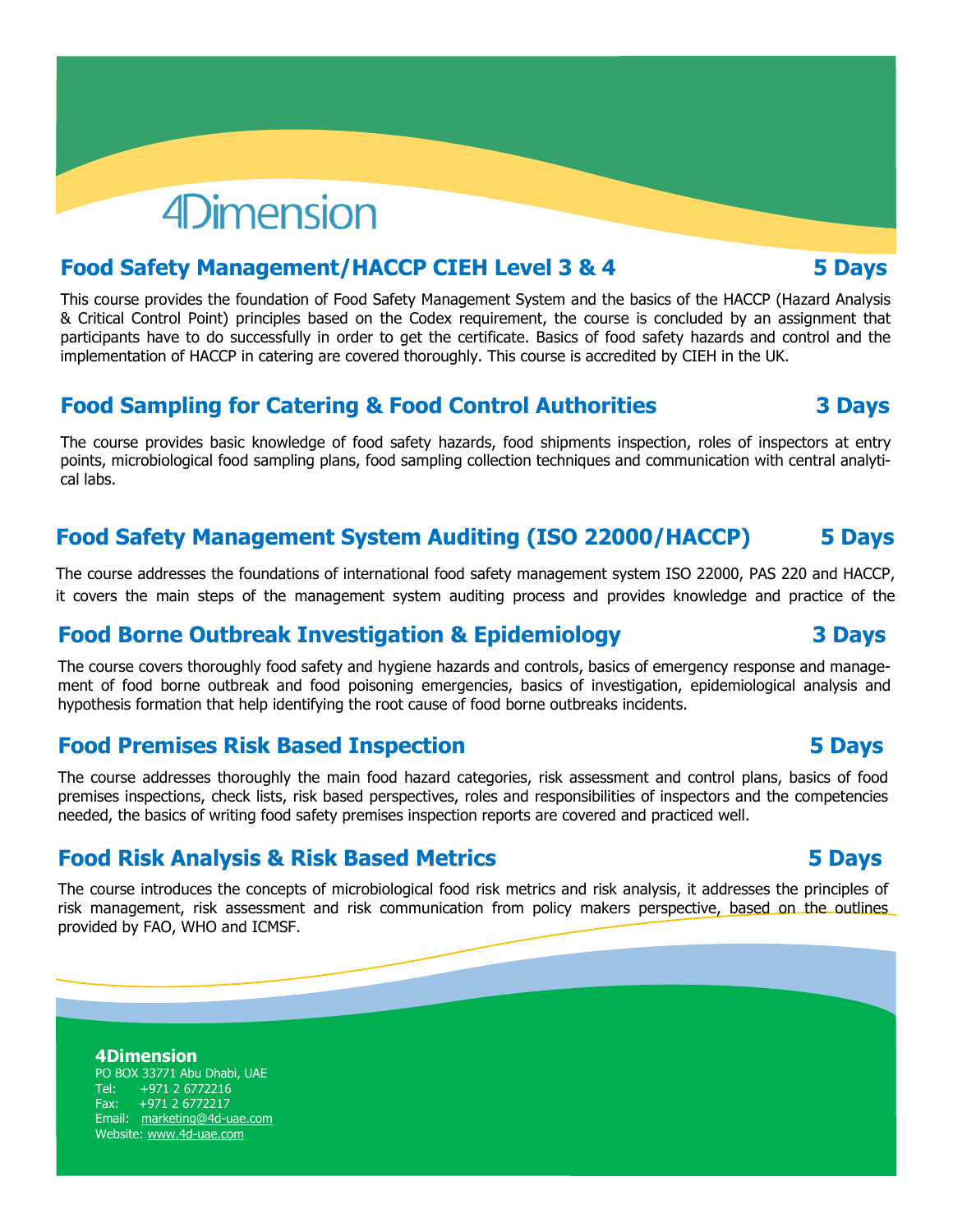4Dimension

## Food Safety Management/HACCP CIEH Level 3 & 4 — 5 Days

This course provides the foundation of Food Safety Management System and the basics of the HACCP (Hazard Analysis & Critical Control Point) principles based on the Codex requirement, the course is concluded by an assignment that participants have to do successfully in order to get the certificate. Basics of food safety hazards and control and the implementation of HACCP in catering are covered thoroughly. This course is accredited by CIEH in the UK.

## Food Sampling for Catering & Food Control Authorities — 3 Days

The course provides basic knowledge of food safety hazards, food shipments inspection, roles of inspectors at entry points, microbiological food sampling plans, food sampling collection techniques and communication with central analytical labs.

## Food Safety Management System Auditing (ISO 22000/HACCP) — 5 Days

The course addresses the foundations of international food safety management system ISO 22000, PAS 220 and HACCP, it covers the main steps of the management system auditing process and provides knowledge and practice of the

## Food Borne Outbreak Investigation & Epidemiology — 3 Days

The course covers thoroughly food safety and hygiene hazards and controls, basics of emergency response and management of food borne outbreak and food poisoning emergencies, basics of investigation, epidemiological analysis and hypothesis formation that help identifying the root cause of food borne outbreaks incidents.

## Food Premises Risk Based Inspection — 5 Days

The course addresses thoroughly the main food hazard categories, risk assessment and control plans, basics of food premises inspections, check lists, risk based perspectives, roles and responsibilities of inspectors and the competencies needed, the basics of writing food safety premises inspection reports are covered and practiced well.

## Food Risk Analysis & Risk Based Metrics — 5 Days

The course introduces the concepts of microbiological food risk metrics and risk analysis, it addresses the principles of risk management, risk assessment and risk communication from policy makers perspective, based on the outlines provided by FAO, WHO and ICMSF.

**4Dimension**
PO BOX 33771 Abu Dhabi, UAE
Tel: +971 2 6772216
Fax: +971 2 6772217
Email: marketing@4d-uae.com
Website: www.4d-uae.com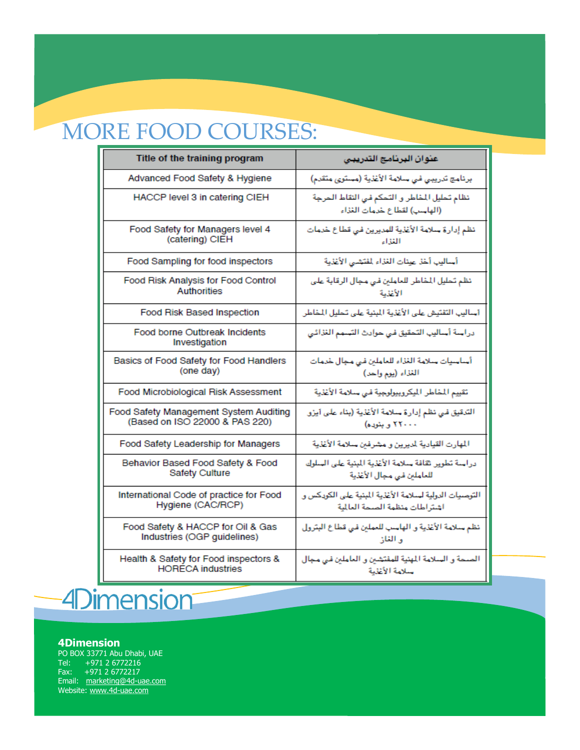# MORE FOOD COURSES:

| Title of the training program | عنوان البرنامج التدريبي |
|---|---|
| Advanced Food Safety & Hygiene | برنامج تدريبي في سلامة الأغذية (مستوى متقدم) |
| HACCP level 3 in catering CIEH | نظام تحليل المخاطر و التحكم في النقاط الحرجة (الهاسب) لقطاع خدمات الغذاء |
| Food Safety for Managers level 4 (catering) CIEH | نظم إدارة سلامة الأغذية للمديرين في قطاع خدمات الغذاء |
| Food Sampling for food inspectors | أساليب أخذ عينات الغذاء لمفتشي الأغذية |
| Food Risk Analysis for Food Control Authorities | نظم تحليل المخاطر للعاملين في مجال الرقابة على الأغذية |
| Food Risk Based Inspection | أساليب التفتيش على الأغذية المبنية على تحليل المخاطر |
| Food borne Outbreak Incidents Investigation | دراسة أساليب التحقيق في حوادث التسمم الغذائي |
| Basics of Food Safety for Food Handlers (one day) | أساسيات سلامة الغذاء للعاملين في مجال خدمات الغذاء (يوم واحد) |
| Food Microbiological Risk Assessment | تقييم المخاطر الميكروبيولوجية في سلامة الأغذية |
| Food Safety Management System Auditing (Based on ISO 22000 & PAS 220) | التدقيق في نظم إدارة سلامة الأغذية (بناء على آيزو ٢٢٠٠٠ و بنوده) |
| Food Safety Leadership for Managers | المهارت القيادية لمديرين و مشرفين سلامة الأغذية |
| Behavior Based Food Safety & Food Safety Culture | دراسة تطوير ثقافة سلامة الأغذية المبنية على السلوك للعاملين في مجال الأغذية |
| International Code of practice for Food Hygiene (CAC/RCP) | التوصيات الدولية لسلامة الأغذية المبنية على الكودكس و اشتراطات منظمة الصحة العالمية |
| Food Safety & HACCP for Oil & Gas Industries (OGP guidelines) | نظم سلامة الأغذية و الهاسب للعملين في قطاع البترول و الغاز |
| Health & Safety for Food inspectors & HORECA industries | الصحة و السلامة المهنية للمفتشين و العاملين في مجال سلامة الأغذية |

4Dimension

**4Dimension**
PO BOX 33771 Abu Dhabi, UAE
Tel: +971 2 6772216
Fax: +971 2 6772217
Email: marketing@4d-uae.com
Website: www.4d-uae.com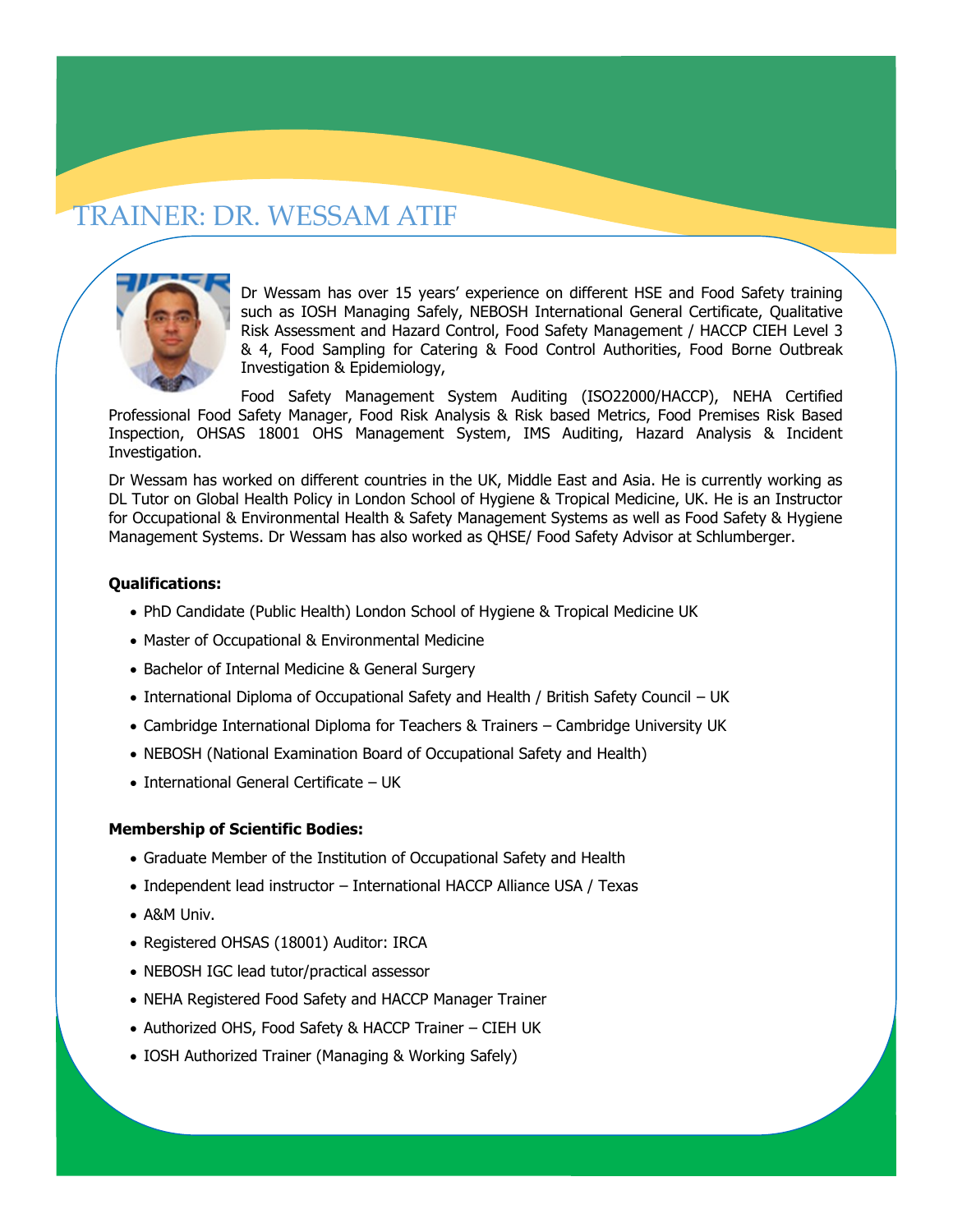# TRAINER: DR. WESSAM ATIF

Dr Wessam has over 15 years' experience on different HSE and Food Safety training such as IOSH Managing Safely, NEBOSH International General Certificate, Qualitative Risk Assessment and Hazard Control, Food Safety Management / HACCP CIEH Level 3 & 4, Food Sampling for Catering & Food Control Authorities, Food Borne Outbreak Investigation & Epidemiology,

Food Safety Management System Auditing (ISO22000/HACCP), NEHA Certified Professional Food Safety Manager, Food Risk Analysis & Risk based Metrics, Food Premises Risk Based Inspection, OHSAS 18001 OHS Management System, IMS Auditing, Hazard Analysis & Incident Investigation.

Dr Wessam has worked on different countries in the UK, Middle East and Asia. He is currently working as DL Tutor on Global Health Policy in London School of Hygiene & Tropical Medicine, UK. He is an Instructor for Occupational & Environmental Health & Safety Management Systems as well as Food Safety & Hygiene Management Systems. Dr Wessam has also worked as QHSE/ Food Safety Advisor at Schlumberger.

**Qualifications:**

- PhD Candidate (Public Health) London School of Hygiene & Tropical Medicine UK
- Master of Occupational & Environmental Medicine
- Bachelor of Internal Medicine & General Surgery
- International Diploma of Occupational Safety and Health / British Safety Council – UK
- Cambridge International Diploma for Teachers & Trainers – Cambridge University UK
- NEBOSH (National Examination Board of Occupational Safety and Health)
- International General Certificate – UK

**Membership of Scientific Bodies:**

- Graduate Member of the Institution of Occupational Safety and Health
- Independent lead instructor – International HACCP Alliance USA / Texas
- A&M Univ.
- Registered OHSAS (18001) Auditor: IRCA
- NEBOSH IGC lead tutor/practical assessor
- NEHA Registered Food Safety and HACCP Manager Trainer
- Authorized OHS, Food Safety & HACCP Trainer – CIEH UK
- IOSH Authorized Trainer (Managing & Working Safely)